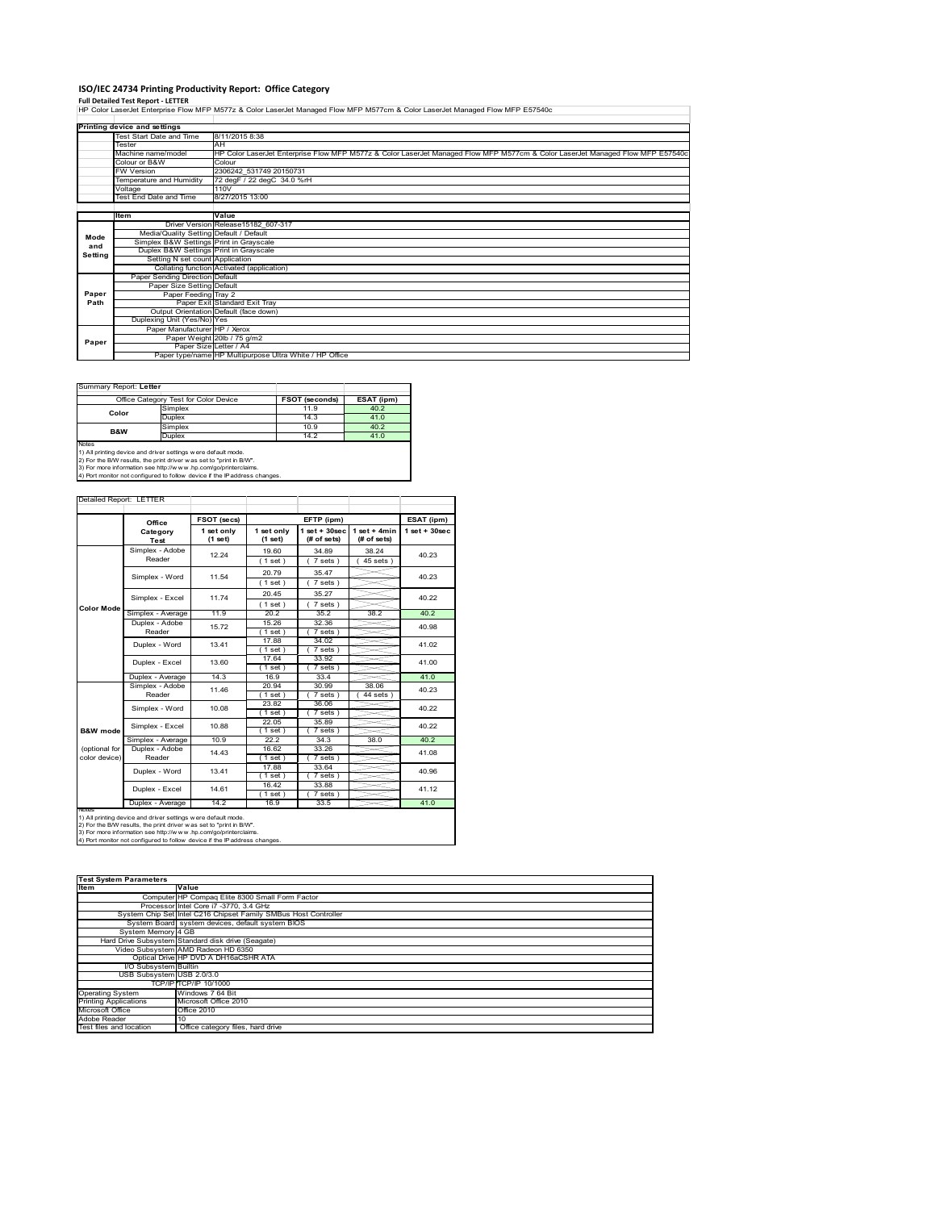# ISO/IEC 24734 Printing Productivity Report: Office Category

**Full Detailed Test Report - LETTER**

HP Color LaserJet Enterprise Flow MFP M577z & Color LaserJet Managed Flow MFP M577cm & Color LaserJet Managed Flow MFP E57540c

| Printing device and settings | | |
|---|---|---|
| | Test Start Date and Time | 8/11/2015 8:38 |
| | Tester | AH |
| | Machine name/model | HP Color LaserJet Enterprise Flow MFP M577z & Color LaserJet Managed Flow MFP M577cm & Color LaserJet Managed Flow MFP E57540c |
| | Colour or B&W | Colour |
| | FW Version | 2306242_531749 20150731 |
| | Temperature and Humidity | 72 degF / 22 degC 34.0 %rH |
| | Voltage | 110V |
| | Test End Date and Time | 8/27/2015 13:00 |

| | Item | Value |
|---|---|---|
| Mode and Setting | Driver Version | Release15182_607-317 |
| | Media/Quality Setting | Default / Default |
| | Simplex B&W Settings | Print in Grayscale |
| | Duplex B&W Settings | Print in Grayscale |
| | Setting N set count | Application |
| | Collating function | Activated (application) |
| Paper Path | Paper Sending Direction | Default |
| | Paper Size Setting | Default |
| | Paper Feeding | Tray 2 |
| | Paper Exit | Standard Exit Tray |
| | Output Orientation | Default (face down) |
| | Duplexing Unit (Yes/No) | Yes |
| Paper | Paper Manufacturer | HP / Xerox |
| | Paper Weight | 20lb / 75 g/m2 |
| | Paper Size | Letter / A4 |
| | Paper type/name | HP Multipurpose Ultra White / HP Office |

Summary Report: **Letter**

| Office Category Test for Color Device | | FSOT (seconds) | ESAT (ipm) |
|---|---|---|---|
| Color | Simplex | 11.9 | 40.2 |
| | Duplex | 14.3 | 41.0 |
| B&W | Simplex | 10.9 | 40.2 |
| | Duplex | 14.2 | 41.0 |

Notes
1) All printing device and driver settings were default mode.
2) For the B/W results, the print driver was set to "print in B/W".
3) For more information see http://www.hp.com/go/printerclaims.
4) Port monitor not configured to follow device if the IP address changes.

Detailed Report: LETTER

| | Office Category Test | FSOT (secs) | EFTP (ipm) | | | ESAT (ipm) |
|---|---|---|---|---|---|---|
| | | 1 set only (1 set) | 1 set only (1 set) | 1 set + 30sec (# of sets) | 1 set + 4min (# of sets) | 1 set + 30sec |
| Color Mode | Simplex - Adobe Reader | 12.24 | 19.60 (1 set) | 34.89 (7 sets) | 38.24 (45 sets) | 40.23 |
| | Simplex - Word | 11.54 | 20.79 (1 set) | 35.47 (7 sets) | | 40.23 |
| | Simplex - Excel | 11.74 | 20.45 (1 set) | 35.27 (7 sets) | | 40.22 |
| | Simplex - Average | 11.9 | 20.2 | 35.2 | 38.2 | 40.2 |
| | Duplex - Adobe Reader | 15.72 | 15.26 (1 set) | 32.36 (7 sets) | | 40.98 |
| | Duplex - Word | 13.41 | 17.88 (1 set) | 34.02 (7 sets) | | 41.02 |
| | Duplex - Excel | 13.60 | 17.64 (1 set) | 33.92 (7 sets) | | 41.00 |
| | Duplex - Average | 14.3 | 16.9 | 33.4 | | 41.0 |
| B&W mode (optional for color device) | Simplex - Adobe Reader | 11.46 | 20.94 (1 set) | 30.99 (7 sets) | 38.06 (44 sets) | 40.23 |
| | Simplex - Word | 10.08 | 23.82 (1 set) | 36.06 (7 sets) | | 40.22 |
| | Simplex - Excel | 10.88 | 22.05 (1 set) | 35.89 (7 sets) | | 40.22 |
| | Simplex - Average | 10.9 | 22.2 | 34.3 | 38.0 | 40.2 |
| | Duplex - Adobe Reader | 14.43 | 16.62 (1 set) | 33.26 (7 sets) | | 41.08 |
| | Duplex - Word | 13.41 | 17.88 (1 set) | 33.64 (7 sets) | | 40.96 |
| | Duplex - Excel | 14.61 | 16.42 (1 set) | 33.88 (7 sets) | | 41.12 |
| | Duplex - Average | 14.2 | 16.9 | 33.5 | | 41.0 |

Notes
1) All printing device and driver settings were default mode.
2) For the B/W results, the print driver was set to "print in B/W".
3) For more information see http://www.hp.com/go/printerclaims.
4) Port monitor not configured to follow device if the IP address changes.

| Test System Parameters | | |
|---|---|---|
| Item | | Value |
| | Computer | HP Compaq Elite 8300 Small Form Factor |
| | Processor | Intel Core i7 -3770, 3.4 GHz |
| | System Chip Set | Intel C216 Chipset Family SMBus Host Controller |
| | System Board | system devices, default system BIOS |
| | System Memory | 4 GB |
| | Hard Drive Subsystem | Standard disk drive (Seagate) |
| | Video Subsystem | AMD Radeon HD 6350 |
| | Optical Drive | HP DVD A DH16aCSHR ATA |
| | I/O Subsystem | Builtin |
| | USB Subsystem | USB 2.0/3.0 |
| | TCP/IP | TCP/IP 10/1000 |
| Operating System | | Windows 7 64 Bit |
| Printing Applications | | Microsoft Office 2010 |
| Microsoft Office | | Office 2010 |
| Adobe Reader | | 10 |
| Test files and location | | Office category files, hard drive |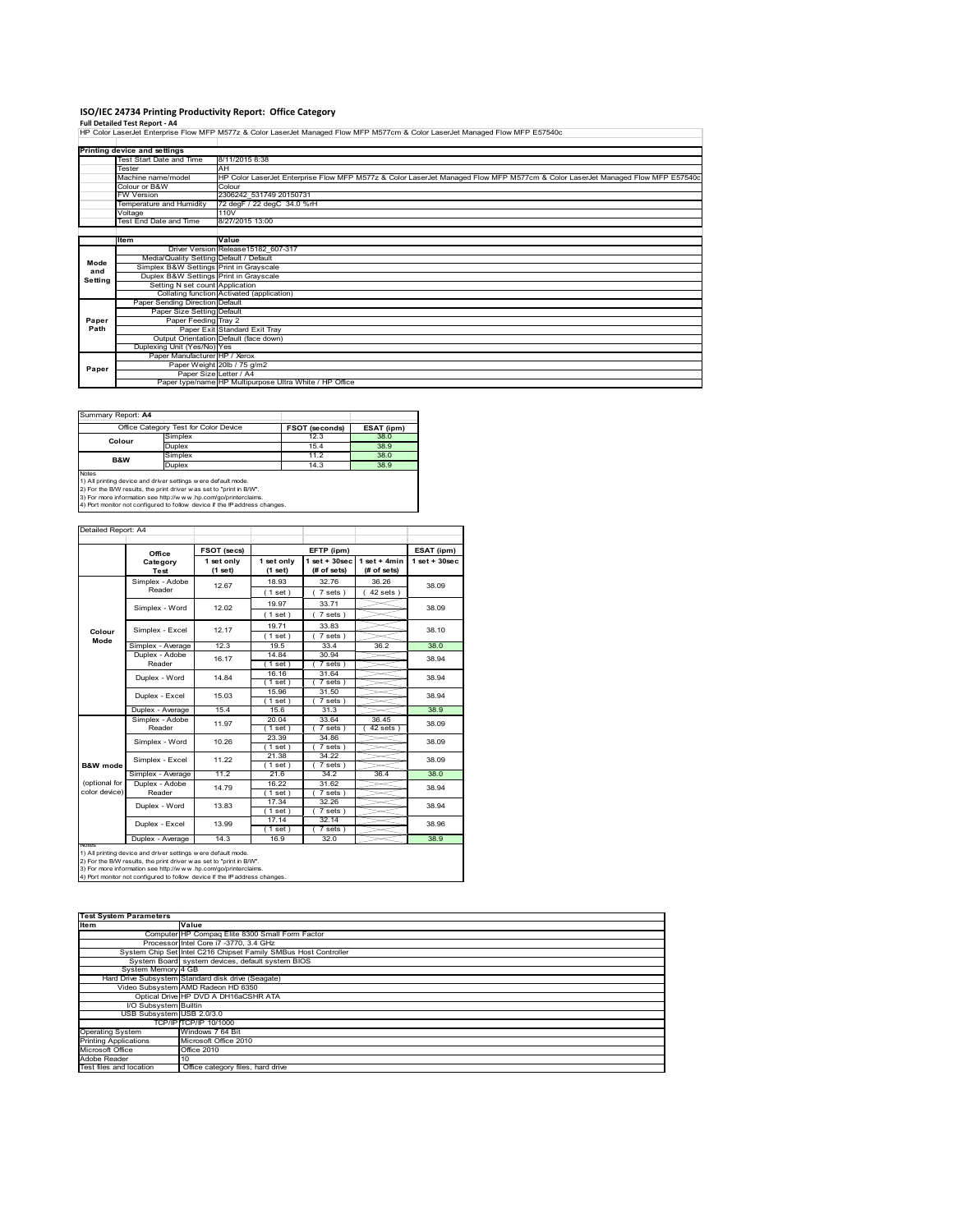# ISO/IEC 24734 Printing Productivity Report: Office Category

**Full Detailed Test Report - A4**

HP Color LaserJet Enterprise Flow MFP M577z & Color LaserJet Managed Flow MFP M577cm & Color LaserJet Managed Flow MFP E57540c

| Printing device and settings | |
|---|---|
| Test Start Date and Time | 8/11/2015 8:38 |
| Tester | AH |
| Machine name/model | HP Color LaserJet Enterprise Flow MFP M577z & Color LaserJet Managed Flow MFP M577cm & Color LaserJet Managed Flow MFP E57540c |
| Colour or B&W | Colour |
| FW Version | 2306242_531749 20150731 |
| Temperature and Humidity | 72 degF / 22 degC 34.0 %rH |
| Voltage | 110V |
| Test End Date and Time | 8/27/2015 13:00 |

| | Item | Value |
|---|---|---|
| Mode and Setting | Driver Version | Release15182_607-317 |
| | Media/Quality Setting | Default / Default |
| | Simplex B&W Settings | Print in Grayscale |
| | Duplex B&W Settings | Print in Grayscale |
| | Setting N set count | Application |
| | Collating function | Activated (application) |
| Paper Path | Paper Sending Direction | Default |
| | Paper Size Setting | Default |
| | Paper Feeding | Tray 2 |
| | Paper Exit | Standard Exit Tray |
| | Output Orientation | Default (face down) |
| | Duplexing Unit (Yes/No) | Yes |
| Paper | Paper Manufacturer | HP / Xerox |
| | Paper Weight | 20lb / 75 g/m2 |
| | Paper Size | Letter / A4 |
| | Paper type/name | HP Multipurpose Ultra White / HP Office |

Summary Report: **A4**

| Office Category Test for Color Device | | FSOT (seconds) | ESAT (ipm) |
|---|---|---|---|
| Colour | Simplex | 12.3 | 38.0 |
| | Duplex | 15.4 | 38.9 |
| B&W | Simplex | 11.2 | 38.0 |
| | Duplex | 14.3 | 38.9 |

Notes
1) All printing device and driver settings were default mode.
2) For the B/W results, the print driver was set to "print in B/W".
3) For more information see http://www.hp.com/go/printerclaims.
4) Port monitor not configured to follow device if the IP address changes.

Detailed Report: A4

| | Office Category Test | FSOT (secs) 1 set only (1 set) | EFTP (ipm) 1 set only (1 set) | EFTP (ipm) 1 set + 30sec (# of sets) | EFTP (ipm) 1 set + 4min (# of sets) | ESAT (ipm) 1 set + 30sec |
|---|---|---|---|---|---|---|
| Colour Mode | Simplex - Adobe Reader | 12.67 | 18.93 (1 set) | 32.76 (7 sets) | 36.26 (42 sets) | 38.09 |
| | Simplex - Word | 12.02 | 19.97 (1 set) | 33.71 (7 sets) | | 38.09 |
| | Simplex - Excel | 12.17 | 19.71 (1 set) | 33.83 (7 sets) | | 38.10 |
| | Simplex - Average | 12.3 | 19.5 | 33.4 | 36.2 | 38.0 |
| | Duplex - Adobe Reader | 16.17 | 14.84 (1 set) | 30.94 (7 sets) | | 38.94 |
| | Duplex - Word | 14.84 | 16.16 (1 set) | 31.64 (7 sets) | | 38.94 |
| | Duplex - Excel | 15.03 | 15.96 (1 set) | 31.50 (7 sets) | | 38.94 |
| | Duplex - Average | 15.4 | 15.6 | 31.3 | | 38.9 |
| B&W mode (optional for color device) | Simplex - Adobe Reader | 11.97 | 20.04 (1 set) | 33.64 (7 sets) | 36.45 (42 sets) | 38.09 |
| | Simplex - Word | 10.26 | 23.39 (1 set) | 34.86 (7 sets) | | 38.09 |
| | Simplex - Excel | 11.22 | 21.38 (1 set) | 34.22 (7 sets) | | 38.09 |
| | Simplex - Average | 11.2 | 21.6 | 34.2 | 36.4 | 38.0 |
| | Duplex - Adobe Reader | 14.79 | 16.22 (1 set) | 31.62 (7 sets) | | 38.94 |
| | Duplex - Word | 13.83 | 17.34 (1 set) | 32.26 (7 sets) | | 38.94 |
| | Duplex - Excel | 13.99 | 17.14 (1 set) | 32.14 (7 sets) | | 38.96 |
| | Duplex - Average | 14.3 | 16.9 | 32.0 | | 38.9 |

Notes
1) All printing device and driver settings were default mode.
2) For the B/W results, the print driver was set to "print in B/W".
3) For more information see http://www.hp.com/go/printerclaims.
4) Port monitor not configured to follow device if the IP address changes.

| Test System Parameters | |
|---|---|
| **Item** | **Value** |
| Computer | HP Compaq Elite 8300 Small Form Factor |
| Processor | Intel Core i7 -3770, 3.4 GHz |
| System Chip Set | Intel C216 Chipset Family SMBus Host Controller |
| System Board | system devices, default system BIOS |
| System Memory | 4 GB |
| Hard Drive Subsystem | Standard disk drive (Seagate) |
| Video Subsystem | AMD Radeon HD 6350 |
| Optical Drive | HP DVD A DH16aCSHR ATA |
| I/O Subsystem | Builtin |
| USB Subsystem | USB 2.0/3.0 |
| TCP/IP | TCP/IP 10/1000 |
| Operating System | Windows 7 64 Bit |
| Printing Applications | Microsoft Office 2010 |
| Microsoft Office | Office 2010 |
| Adobe Reader | 10 |
| Test files and location | Office category files, hard drive |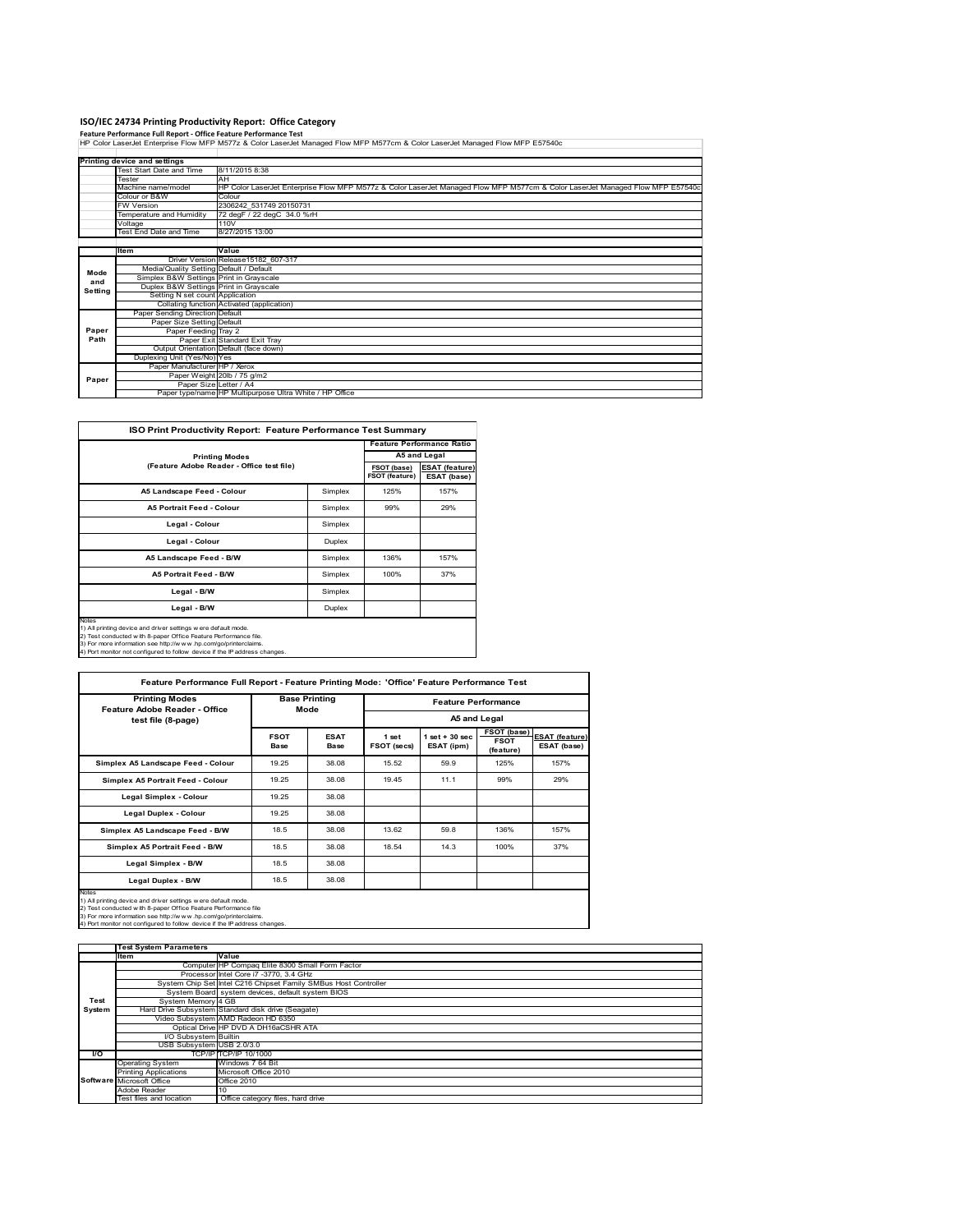# ISO/IEC 24734 Printing Productivity Report: Office Category

**Feature Performance Full Report - Office Feature Performance Test**

HP Color LaserJet Enterprise Flow MFP M577z & Color LaserJet Managed Flow MFP M577cm & Color LaserJet Managed Flow MFP E57540c

| Printing device and settings | | |
|---|---|---|
| | Test Start Date and Time | 8/11/2015 8:38 |
| | Tester | AH |
| | Machine name/model | HP Color LaserJet Enterprise Flow MFP M577z & Color LaserJet Managed Flow MFP M577cm & Color LaserJet Managed Flow MFP E57540c |
| | Colour or B&W | Colour |
| | FW Version | 2306242_531749 20150731 |
| | Temperature and Humidity | 72 degF / 22 degC 34.0 %rH |
| | Voltage | 110V |
| | Test End Date and Time | 8/27/2015 13:00 |

| | Item | Value |
|---|---|---|
| Mode and Setting | Driver Version | Release15182_607-317 |
| | Media/Quality Setting | Default / Default |
| | Simplex B&W Settings | Print in Grayscale |
| | Duplex B&W Settings | Print in Grayscale |
| | Setting N set count | Application |
| | Collating function | Activated (application) |
| Paper Path | Paper Sending Direction | Default |
| | Paper Size Setting | Default |
| | Paper Feeding | Tray 2 |
| | Paper Exit | Standard Exit Tray |
| | Output Orientation | Default (face down) |
| | Duplexing Unit (Yes/No) | Yes |
| Paper | Paper Manufacturer | HP / Xerox |
| | Paper Weight | 20lb / 75 g/m2 |
| | Paper Size | Letter / A4 |
| | Paper type/name | HP Multipurpose Ultra White / HP Office |

**ISO Print Productivity Report: Feature Performance Test Summary**

| Printing Modes (Feature Adobe Reader - Office test file) | | Feature Performance Ratio A5 and Legal | |
|---|---|---|---|
| | | FSOT (base) / FSOT (feature) | ESAT (feature) / ESAT (base) |
| A5 Landscape Feed - Colour | Simplex | 125% | 157% |
| A5 Portrait Feed - Colour | Simplex | 99% | 29% |
| Legal - Colour | Simplex | | |
| Legal - Colour | Duplex | | |
| A5 Landscape Feed - B/W | Simplex | 136% | 157% |
| A5 Portrait Feed - B/W | Simplex | 100% | 37% |
| Legal - B/W | Simplex | | |
| Legal - B/W | Duplex | | |

Notes
1) All printing device and driver settings were default mode.
2) Test conducted with 8-paper Office Feature Performance file.
3) For more information see http://www.hp.com/go/printerclaims.
4) Port monitor not configured to follow device if the IP address changes.

**Feature Performance Full Report - Feature Printing Mode: 'Office' Feature Performance Test**

| Printing Modes Feature Adobe Reader - Office test file (8-page) | Base Printing Mode | | Feature Performance A5 and Legal | | | |
|---|---|---|---|---|---|---|
| | FSOT Base | ESAT Base | 1 set FSOT (secs) | 1 set + 30 sec ESAT (ipm) | FSOT (base) / FSOT (feature) | ESAT (feature) / ESAT (base) |
| Simplex A5 Landscape Feed - Colour | 19.25 | 38.08 | 15.52 | 59.9 | 125% | 157% |
| Simplex A5 Portrait Feed - Colour | 19.25 | 38.08 | 19.45 | 11.1 | 99% | 29% |
| Legal Simplex - Colour | 19.25 | 38.08 | | | | |
| Legal Duplex - Colour | 19.25 | 38.08 | | | | |
| Simplex A5 Landscape Feed - B/W | 18.5 | 38.08 | 13.62 | 59.8 | 136% | 157% |
| Simplex A5 Portrait Feed - B/W | 18.5 | 38.08 | 18.54 | 14.3 | 100% | 37% |
| Legal Simplex - B/W | 18.5 | 38.08 | | | | |
| Legal Duplex - B/W | 18.5 | 38.08 | | | | |

Notes
1) All printing device and driver settings were default mode.
2) Test conducted with 8-paper Office Feature Performance file
3) For more information see http://www.hp.com/go/printerclaims.
4) Port monitor not configured to follow device if the IP address changes.

| Test System Parameters | | |
|---|---|---|
| | Item | Value |
| Test System | Computer | HP Compaq Elite 8300 Small Form Factor |
| | Processor | Intel Core i7 -3770, 3.4 GHz |
| | System Chip Set | Intel C216 Chipset Family SMBus Host Controller |
| | System Board | system devices, default system BIOS |
| | System Memory | 4 GB |
| | Hard Drive Subsystem | Standard disk drive (Seagate) |
| | Video Subsystem | AMD Radeon HD 6350 |
| | Optical Drive | HP DVD A DH16aCSHR ATA |
| | I/O Subsystem | Builtin |
| | USB Subsystem | USB 2.0/3.0 |
| I/O | TCP/IP | TCP/IP 10/1000 |
| Software | Operating System | Windows 7 64 Bit |
| | Printing Applications | Microsoft Office 2010 |
| | Microsoft Office | Office 2010 |
| | Adobe Reader | 10 |
| | Test files and location | Office category files, hard drive |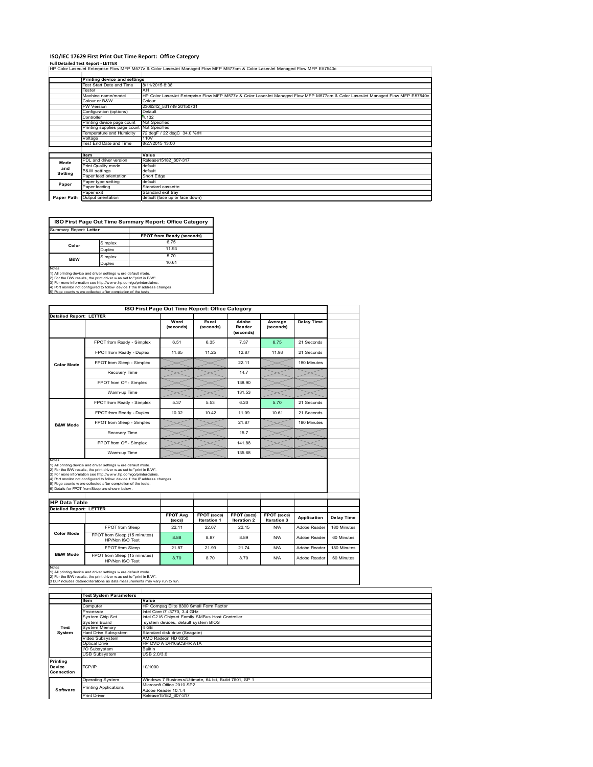# ISO/IEC 17629 First Print Out Time Report: Office Category

**Full Detailed Test Report - LETTER**

HP Color LaserJet Enterprise Flow MFP M577z & Color LaserJet Managed Flow MFP M577cm & Color LaserJet Managed Flow MFP E57540c

| | Printing device and settings | |
|---|---|---|
| | Test Start Date and Time | 8/11/2015 8:38 |
| | Tester | AH |
| | Machine name/model | HP Color LaserJet Enterprise Flow MFP M577z & Color LaserJet Managed Flow MFP M577cm & Color LaserJet Managed Flow MFP E57540c |
| | Colour or B&W | Colour |
| | FW Version | 2306242_531749 20150731 |
| | Configuration (options) | Default |
| | Controller | 4.132 |
| | Printing device page count | Not Specified |
| | Printing supplies page count | Not Specified |
| | Temperature and Humidity | 72 degF / 22 degC 34.0 %rH |
| | Voltage | 110V |
| | Test End Date and Time | 8/27/2015 13:00 |

| | Item | Value |
|---|---|---|
| Mode and Setting | PDL and driver version | Release15182_607-317 |
| | Print Quality mode | default |
| | B&W settings | default |
| | Paper feed orientation | Short Edge |
| Paper | Paper type setting | default |
| | Paper feeding | Standard cassette |
| | Paper exit | Standard exit tray |
| Paper Path | Output orientation | default (face up or face down) |

| ISO First Page Out Time Summary Report: Office Category | | |
|---|---|---|
| Summary Report: **Letter** | | |
| | | FPOT from Ready (seconds) |
| Color | Simplex | 6.75 |
| | Duplex | 11.93 |
| B&W | Simplex | 5.70 |
| | Duplex | 10.61 |

Notes
1) All printing device and driver settings were default mode.
2) For the B/W results, the print driver was set to "print in B/W".
3) For more information see http://www.hp.com/go/printerclaims.
4) Port monitor not configured to follow device if the IP address changes.
5) Page counts were collected after completion of the tests.

| ISO First Page Out Time Report: Office Category | | | | | | |
|---|---|---|---|---|---|---|
| **Detailed Report: LETTER** | | Word (seconds) | Excel (seconds) | Adobe Reader (seconds) | Average (seconds) | Delay Time |
| Color Mode | FPOT from Ready - Simplex | 6.51 | 6.35 | 7.37 | 6.75 | 21 Seconds |
| | FPOT from Ready - Duplex | 11.65 | 11.25 | 12.87 | 11.93 | 21 Seconds |
| | FPOT from Sleep - Simplex | | | 22.11 | | 180 Minutes |
| | Recovery Time | | | 14.7 | | |
| | FPOT from Off - Simplex | | | 138.90 | | |
| | Warm-up Time | | | 131.53 | | |
| B&W Mode | FPOT from Ready - Simplex | 5.37 | 5.53 | 6.20 | 5.70 | 21 Seconds |
| | FPOT from Ready - Duplex | 10.32 | 10.42 | 11.09 | 10.61 | 21 Seconds |
| | FPOT from Sleep - Simplex | | | 21.87 | | 180 Minutes |
| | Recovery Time | | | 15.7 | | |
| | FPOT from Off - Simplex | | | 141.88 | | |
| | Warm-up Time | | | 135.68 | | |

Notes
1) All printing device and driver settings were default mode.
2) For the B/W results, the print driver was set to "print in B/W".
3) For more information see http://www.hp.com/go/printerclaims.
4) Port monitor not configured to follow device if the IP address changes.
5) Page counts were collected after completion of the tests.
6) Details for FPOT from Sleep are shown below.

| HP Data Table | | | | | | | |
|---|---|---|---|---|---|---|---|
| **Detailed Report: LETTER** | | FPOT Avg (secs) | FPOT (secs) Iteration 1 | FPOT (secs) Iteration 2 | FPOT (secs) Iteration 3 | Application | Delay Time |
| Color Mode | FPOT from Sleep | 22.11 | 22.07 | 22.15 | N/A | Adobe Reader | 180 Minutes |
| | FPOT from Sleep (15 minutes) HP/Non ISO Test | 8.88 | 8.87 | 8.89 | N/A | Adobe Reader | 60 Minutes |
| B&W Mode | FPOT from Sleep | 21.87 | 21.99 | 21.74 | N/A | Adobe Reader | 180 Minutes |
| | FPOT from Sleep (15 minutes) HP/Non ISO Test | 8.70 | 8.70 | 8.70 | N/A | Adobe Reader | 60 Minutes |

Notes
1) All printing device and driver settings were default mode.
2) For the B/W results, the print driver was set to "print in B/W".
3 DLP includes detailed iterations as data measurements may vary run to run.

| | Test System Parameters | |
|---|---|---|
| | Item | Value |
| Test System | Computer | HP Compaq Elite 8300 Small Form Factor |
| | Processor | Intel Core i7 -3770, 3.4 GHz |
| | System Chip Set | Intel C216 Chipset Family SMBus Host Controller |
| | System Board | system devices, default system BIOS |
| | System Memory | 4 GB |
| | Hard Drive Subsystem | Standard disk drive (Seagate) |
| | Video Subsystem | AMD Radeon HD 6350 |
| | Optical Drive | HP DVD A DH16aCSHR ATA |
| | I/O Subsystem | Builtin |
| | USB Subsystem | USB 2.0/3.0 |
| Printing Device Connection | TCP/IP | 10/1000 |
| Software | Operating System | Windows 7 Business/Ultimate, 64 bit, Build 7601, SP 1 |
| | Printing Applications | Microsoft Office 2010 SP2<br>Adobe Reader 10.1.4 |
| | Print Driver | Release15182_607-317 |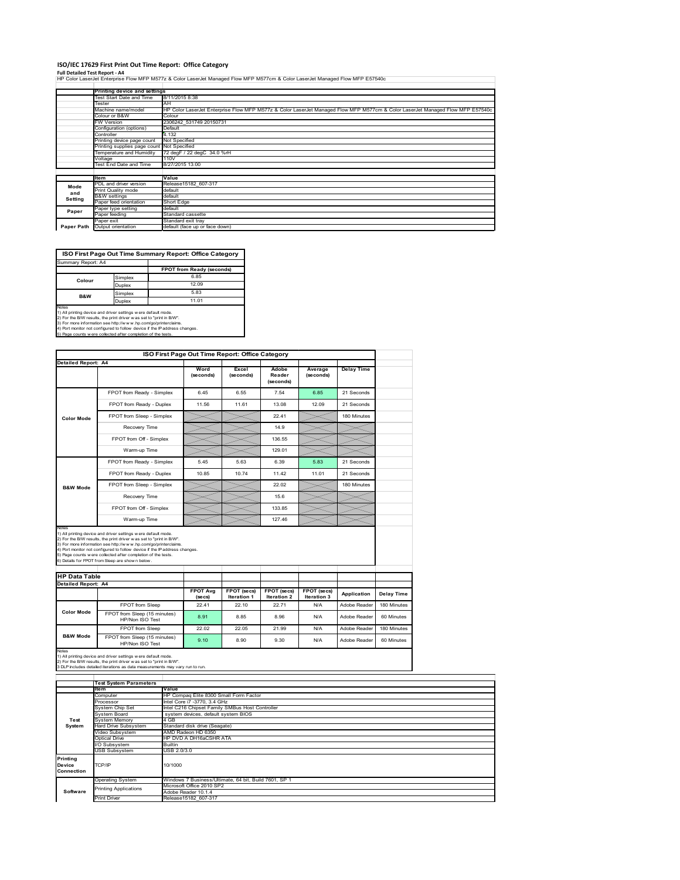# ISO/IEC 17629 First Print Out Time Report: Office Category

**Full Detailed Test Report - A4**

HP Color LaserJet Enterprise Flow MFP M577z & Color LaserJet Managed Flow MFP M577cm & Color LaserJet Managed Flow MFP E57540c

| | Printing device and settings | |
|---|---|---|
| | Test Start Date and Time | 8/11/2015 8:38 |
| | Tester | AH |
| | Machine name/model | HP Color LaserJet Enterprise Flow MFP M577z & Color LaserJet Managed Flow MFP M577cm & Color LaserJet Managed Flow MFP E57540c |
| | Colour or B&W | Colour |
| | FW Version | 2306242_531749 20150731 |
| | Configuration (options) | Default |
| | Controller | 4.132 |
| | Printing device page count | Not Specified |
| | Printing supplies page count | Not Specified |
| | Temperature and Humidity | 72 degF / 22 degC 34.0 %rH |
| | Voltage | 110V |
| | Test End Date and Time | 8/27/2015 13:00 |

| | Item | Value |
|---|---|---|
| Mode and Setting | PDL and driver version | Release15182_607-317 |
| | Print Quality mode | default |
| | B&W settings | default |
| | Paper feed orientation | Short Edge |
| Paper | Paper type setting | default |
| | Paper feeding | Standard cassette |
| | Paper exit | Standard exit tray |
| Paper Path | Output orientation | default (face up or face down) |

| ISO First Page Out Time Summary Report: Office Category | | |
|---|---|---|
| Summary Report: A4 | | |
| | | FPOT from Ready (seconds) |
| Colour | Simplex | 6.85 |
| | Duplex | 12.09 |
| B&W | Simplex | 5.83 |
| | Duplex | 11.01 |

Notes
1) All printing device and driver settings were default mode.
2) For the B/W results, the print driver was set to "print in B/W".
3) For more information see http://www.hp.com/go/printerclaims.
4) Port monitor not configured to follow device if the IP address changes.
5) Page counts were collected after completion of the tests.

| ISO First Page Out Time Report: Office Category | | | | | | |
|---|---|---|---|---|---|---|
| Detailed Report: A4 | | Word (seconds) | Excel (seconds) | Adobe Reader (seconds) | Average (seconds) | Delay Time |
| Color Mode | FPOT from Ready - Simplex | 6.45 | 6.55 | 7.54 | 6.85 | 21 Seconds |
| | FPOT from Ready - Duplex | 11.56 | 11.61 | 13.08 | 12.09 | 21 Seconds |
| | FPOT from Sleep - Simplex | | | 22.41 | | 180 Minutes |
| | Recovery Time | | | 14.9 | | |
| | FPOT from Off - Simplex | | | 136.55 | | |
| | Warm-up Time | | | 129.01 | | |
| B&W Mode | FPOT from Ready - Simplex | 5.45 | 5.63 | 6.39 | 5.83 | 21 Seconds |
| | FPOT from Ready - Duplex | 10.85 | 10.74 | 11.42 | 11.01 | 21 Seconds |
| | FPOT from Sleep - Simplex | | | 22.02 | | 180 Minutes |
| | Recovery Time | | | 15.6 | | |
| | FPOT from Off - Simplex | | | 133.85 | | |
| | Warm-up Time | | | 127.46 | | |

Notes
1) All printing device and driver settings were default mode.
2) For the B/W results, the print driver was set to "print in B/W".
3) For more information see http://www.hp.com/go/printerclaims.
4) Port monitor not configured to follow device if the IP address changes.
5) Page counts were collected after completion of the tests.
6) Details for FPOT from Sleep are shown below.

| HP Data Table | | | | | | | |
|---|---|---|---|---|---|---|---|
| Detailed Report: A4 | | FPOT Avg (secs) | FPOT (secs) Iteration 1 | FPOT (secs) Iteration 2 | FPOT (secs) Iteration 3 | Application | Delay Time |
| Color Mode | FPOT from Sleep | 22.41 | 22.10 | 22.71 | N/A | Adobe Reader | 180 Minutes |
| | FPOT from Sleep (15 minutes) HP/Non ISO Test | 8.91 | 8.85 | 8.96 | N/A | Adobe Reader | 60 Minutes |
| B&W Mode | FPOT from Sleep | 22.02 | 22.05 | 21.99 | N/A | Adobe Reader | 180 Minutes |
| | FPOT from Sleep (15 minutes) HP/Non ISO Test | 9.10 | 8.90 | 9.30 | N/A | Adobe Reader | 60 Minutes |

Notes
1) All printing device and driver settings were default mode.
2) For the B/W results, the print driver was set to "print in B/W".
3 DLP includes detailed iterations as data measurements may vary run to run.

| | Test System Parameters | |
|---|---|---|
| | Item | Value |
| Test System | Computer | HP Compaq Elite 8300 Small Form Factor |
| | Processor | Intel Core i7 -3770, 3.4 GHz |
| | System Chip Set | Intel C216 Chipset Family SMBus Host Controller |
| | System Board | system devices, default system BIOS |
| | System Memory | 4 GB |
| | Hard Drive Subsystem | Standard disk drive (Seagate) |
| | Video Subsystem | AMD Radeon HD 6350 |
| | Optical Drive | HP DVD A DH16aCSHR ATA |
| | I/O Subsystem | Builtin |
| | USB Subsystem | USB 2.0/3.0 |
| Printing Device Connection | TCP/IP | 10/1000 |
| Software | Operating System | Windows 7 Business/Ultimate, 64 bit, Build 7601, SP 1 |
| | Printing Applications | Microsoft Office 2010 SP2<br>Adobe Reader 10.1.4 |
| | Print Driver | Release15182_607-317 |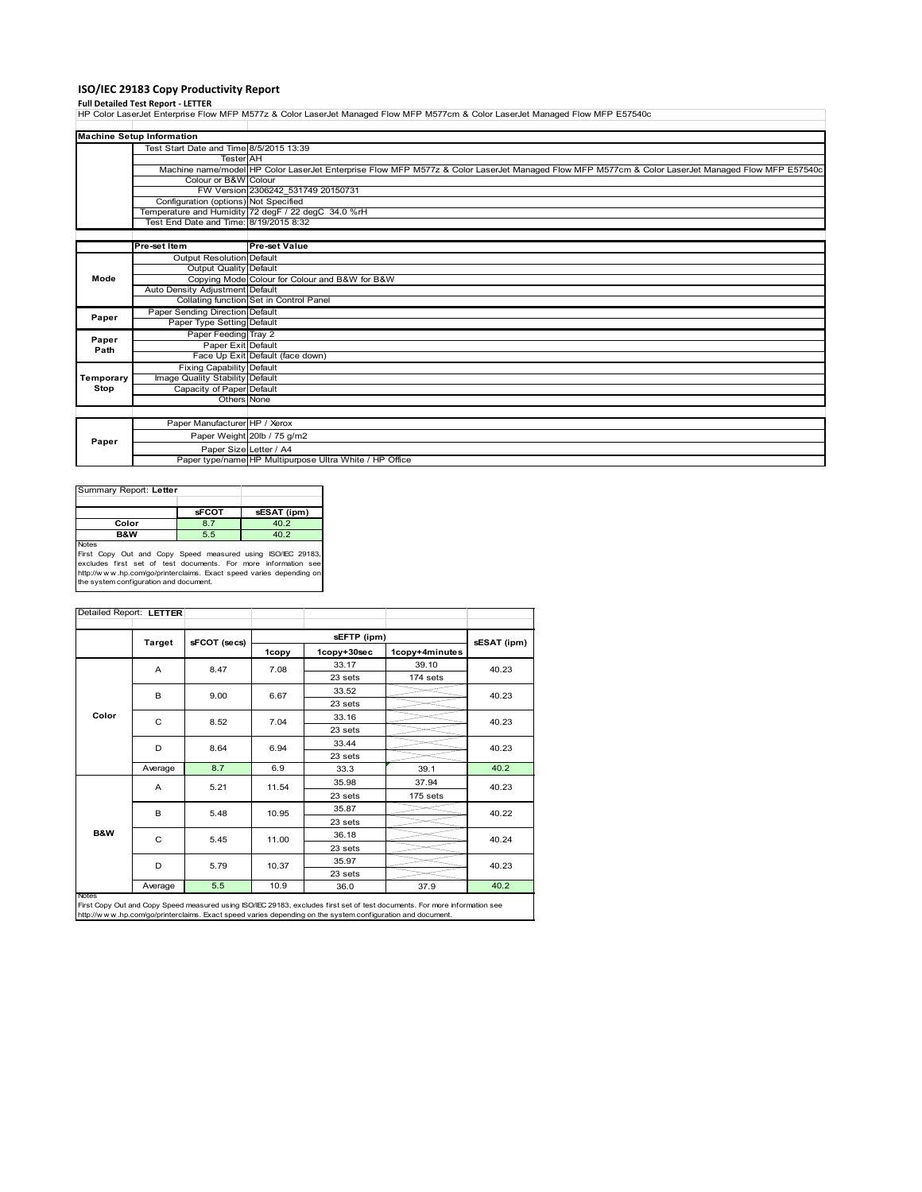# ISO/IEC 29183 Copy Productivity Report

**Full Detailed Test Report - LETTER**

HP Color LaserJet Enterprise Flow MFP M577z & Color LaserJet Managed Flow MFP M577cm & Color LaserJet Managed Flow MFP E57540c

| Machine Setup Information | | |
|---|---|---|
| | Test Start Date and Time | 8/5/2015 13:39 |
| | Tester | AH |
| | Machine name/model | HP Color LaserJet Enterprise Flow MFP M577z & Color LaserJet Managed Flow MFP M577cm & Color LaserJet Managed Flow MFP E57540c |
| | Colour or B&W | Colour |
| | FW Version | 2306242_531749 20150731 |
| | Configuration (options) | Not Specified |
| | Temperature and Humidity | 72 degF / 22 degC 34.0 %rH |
| | Test End Date and Time: | 8/19/2015 8:32 |

| | Pre-set Item | Pre-set Value |
|---|---|---|
| **Mode** | Output Resolution | Default |
| | Output Quality | Default |
| | Copying Mode | Colour for Colour and B&W for B&W |
| | Auto Density Adjustment | Default |
| | Collating function | Set in Control Panel |
| **Paper** | Paper Sending Direction | Default |
| | Paper Type Setting | Default |
| **Paper Path** | Paper Feeding | Tray 2 |
| | Paper Exit | Default |
| | Face Up Exit | Default (face down) |
| **Temporary Stop** | Fixing Capability | Default |
| | Image Quality Stability | Default |
| | Capacity of Paper | Default |
| | Others | None |

| | | |
|---|---|---|
| **Paper** | Paper Manufacturer | HP / Xerox |
| | Paper Weight | 20lb / 75 g/m2 |
| | Paper Size | Letter / A4 |
| | Paper type/name | HP Multipurpose Ultra White / HP Office |

Summary Report: **Letter**

| | sFCOT | sESAT (ipm) |
|---|---|---|
| **Color** | 8.7 | 40.2 |
| **B&W** | 5.5 | 40.2 |

Notes
First Copy Out and Copy Speed measured using ISO/IEC 29183, excludes first set of test documents. For more information see http://www.hp.com/go/printerclaims. Exact speed varies depending on the system configuration and document.

Detailed Report: **LETTER**

| | Target | sFCOT (secs) | sEFTP (ipm) | | | sESAT (ipm) |
|---|---|---|---|---|---|---|
| | | | 1copy | 1copy+30sec | 1copy+4minutes | |
| **Color** | A | 8.47 | 7.08 | 33.17 / 23 sets | 39.10 / 174 sets | 40.23 |
| | B | 9.00 | 6.67 | 33.52 / 23 sets | | 40.23 |
| | C | 8.52 | 7.04 | 33.16 / 23 sets | | 40.23 |
| | D | 8.64 | 6.94 | 33.44 / 23 sets | | 40.23 |
| | Average | 8.7 | 6.9 | 33.3 | 39.1 | 40.2 |
| **B&W** | A | 5.21 | 11.54 | 35.98 / 23 sets | 37.94 / 175 sets | 40.23 |
| | B | 5.48 | 10.95 | 35.87 / 23 sets | | 40.22 |
| | C | 5.45 | 11.00 | 36.18 / 23 sets | | 40.24 |
| | D | 5.79 | 10.37 | 35.97 / 23 sets | | 40.23 |
| | Average | 5.5 | 10.9 | 36.0 | 37.9 | 40.2 |

Notes
First Copy Out and Copy Speed measured using ISO/IEC 29183, excludes first set of test documents. For more information see http://www.hp.com/go/printerclaims. Exact speed varies depending on the system configuration and document.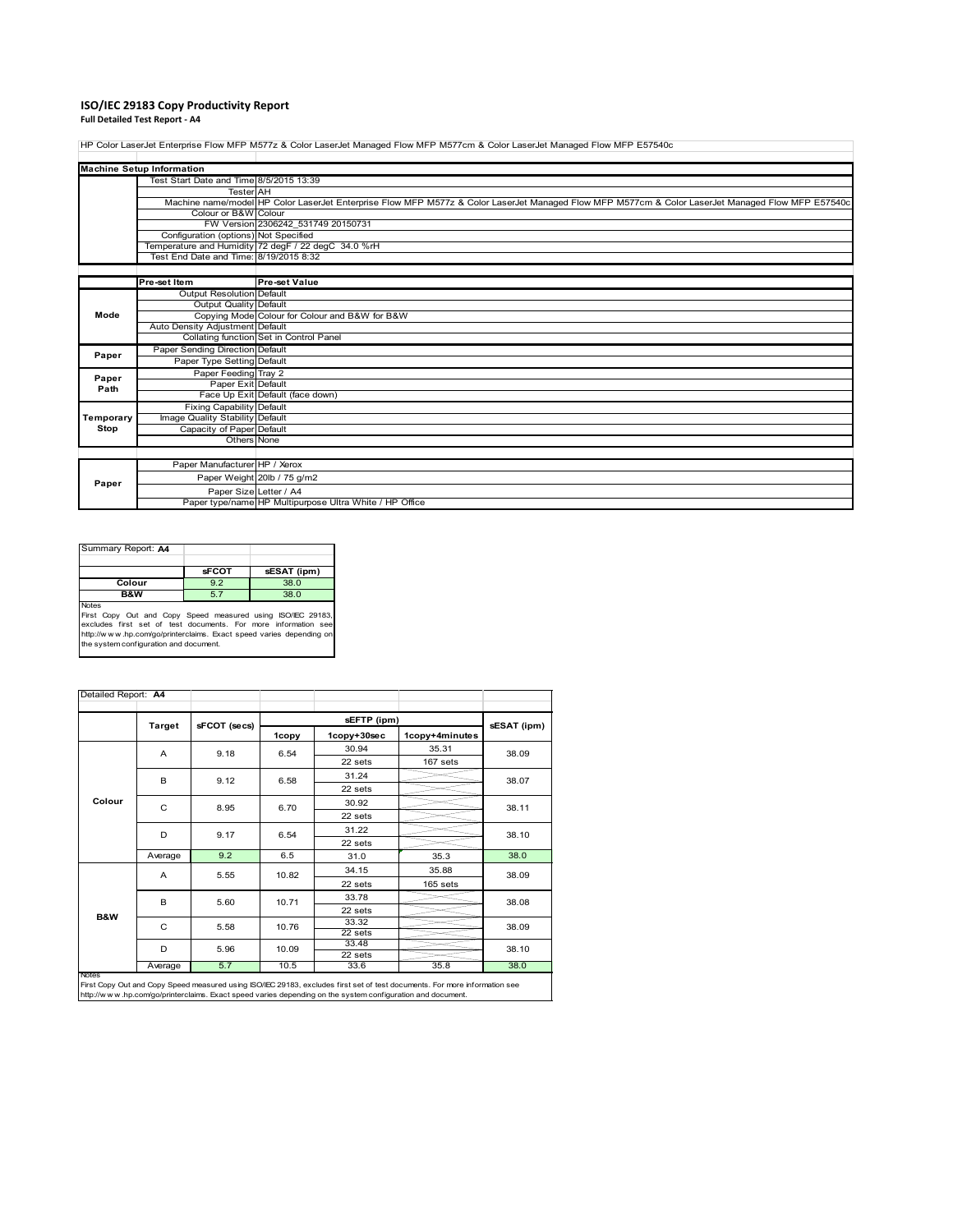# ISO/IEC 29183 Copy Productivity Report

**Full Detailed Test Report - A4**

HP Color LaserJet Enterprise Flow MFP M577z & Color LaserJet Managed Flow MFP M577cm & Color LaserJet Managed Flow MFP E57540c

| Machine Setup Information | | |
|---|---|---|
| | Test Start Date and Time | 8/5/2015 13:39 |
| | Tester | AH |
| | Machine name/model | HP Color LaserJet Enterprise Flow MFP M577z & Color LaserJet Managed Flow MFP M577cm & Color LaserJet Managed Flow MFP E57540c |
| | Colour or B&W | Colour |
| | FW Version | 2306242_531749 20150731 |
| | Configuration (options) | Not Specified |
| | Temperature and Humidity | 72 degF / 22 degC 34.0 %rH |
| | Test End Date and Time: | 8/19/2015 8:32 |
| | **Pre-set Item** | **Pre-set Value** |
| Mode | Output Resolution | Default |
| | Output Quality | Default |
| | Copying Mode | Colour for Colour and B&W for B&W |
| | Auto Density Adjustment | Default |
| | Collating function | Set in Control Panel |
| Paper | Paper Sending Direction | Default |
| | Paper Type Setting | Default |
| Paper Path | Paper Feeding | Tray 2 |
| | Paper Exit | Default |
| | Face Up Exit | Default (face down) |
| Temporary Stop | Fixing Capability | Default |
| | Image Quality Stability | Default |
| | Capacity of Paper | Default |
| | Others | None |
| Paper | Paper Manufacturer | HP / Xerox |
| | Paper Weight | 20lb / 75 g/m2 |
| | Paper Size | Letter / A4 |
| | Paper type/name | HP Multipurpose Ultra White / HP Office |

Summary Report: **A4**

| | sFCOT | sESAT (ipm) |
|---|---|---|
| **Colour** | 9.2 | 38.0 |
| **B&W** | 5.7 | 38.0 |

Notes
First Copy Out and Copy Speed measured using ISO/IEC 29183, excludes first set of test documents. For more information see http://www.hp.com/go/printerclaims. Exact speed varies depending on the system configuration and document.

Detailed Report: **A4**

| | Target | sFCOT (secs) | sEFTP (ipm) | | | sESAT (ipm) |
|---|---|---|---|---|---|---|
| | | | 1copy | 1copy+30sec | 1copy+4minutes | |
| Colour | A | 9.18 | 6.54 | 30.94 / 22 sets | 35.31 / 167 sets | 38.09 |
| | B | 9.12 | 6.58 | 31.24 / 22 sets | | 38.07 |
| | C | 8.95 | 6.70 | 30.92 / 22 sets | | 38.11 |
| | D | 9.17 | 6.54 | 31.22 / 22 sets | | 38.10 |
| | Average | 9.2 | 6.5 | 31.0 | 35.3 | 38.0 |
| B&W | A | 5.55 | 10.82 | 34.15 / 22 sets | 35.88 / 165 sets | 38.09 |
| | B | 5.60 | 10.71 | 33.78 / 22 sets | | 38.08 |
| | C | 5.58 | 10.76 | 33.32 / 22 sets | | 38.09 |
| | D | 5.96 | 10.09 | 33.48 / 22 sets | | 38.10 |
| | Average | 5.7 | 10.5 | 33.6 | 35.8 | 38.0 |

Notes
First Copy Out and Copy Speed measured using ISO/IEC 29183, excludes first set of test documents. For more information see http://www.hp.com/go/printerclaims. Exact speed varies depending on the system configuration and document.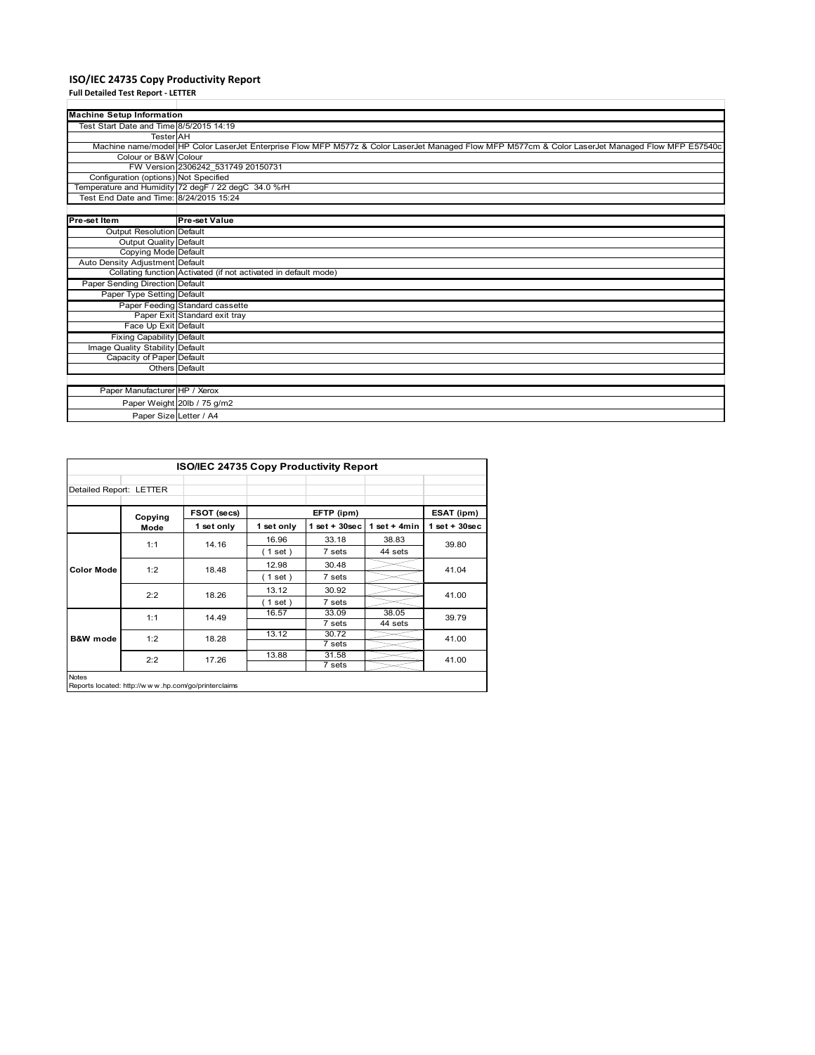# ISO/IEC 24735 Copy Productivity Report

**Full Detailed Test Report - LETTER**

| Machine Setup Information | |
|---|---|
| Test Start Date and Time | 8/5/2015 14:19 |
| Tester | AH |
| Machine name/model | HP Color LaserJet Enterprise Flow MFP M577z & Color LaserJet Managed Flow MFP M577cm & Color LaserJet Managed Flow MFP E57540c |
| Colour or B&W | Colour |
| FW Version | 2306242_531749 20150731 |
| Configuration (options) | Not Specified |
| Temperature and Humidity | 72 degF / 22 degC 34.0 %rH |
| Test End Date and Time: | 8/24/2015 15:24 |

| Pre-set Item | Pre-set Value |
|---|---|
| Output Resolution | Default |
| Output Quality | Default |
| Copying Mode | Default |
| Auto Density Adjustment | Default |
| Collating function | Activated (if not activated in default mode) |
| Paper Sending Direction | Default |
| Paper Type Setting | Default |
| Paper Feeding | Standard cassette |
| Paper Exit | Standard exit tray |
| Face Up Exit | Default |
| Fixing Capability | Default |
| Image Quality Stability | Default |
| Capacity of Paper | Default |
| Others | Default |

| | |
|---|---|
| Paper Manufacturer | HP / Xerox |
| Paper Weight | 20lb / 75 g/m2 |
| Paper Size | Letter / A4 |

## ISO/IEC 24735 Copy Productivity Report

Detailed Report: LETTER

| | Copying Mode | FSOT (secs) | EFTP (ipm) | | | ESAT (ipm) |
|---|---|---|---|---|---|---|
| | | 1 set only | 1 set only | 1 set + 30sec | 1 set + 4min | 1 set + 30sec |
| Color Mode | 1:1 | 14.16 | 16.96 ( 1 set ) | 33.18 7 sets | 38.83 44 sets | 39.80 |
| | 1:2 | 18.48 | 12.98 ( 1 set ) | 30.48 7 sets | | 41.04 |
| | 2:2 | 18.26 | 13.12 ( 1 set ) | 30.92 7 sets | | 41.00 |
| B&W mode | 1:1 | 14.49 | 16.57 | 33.09 7 sets | 38.05 44 sets | 39.79 |
| | 1:2 | 18.28 | 13.12 | 30.72 7 sets | | 41.00 |
| | 2:2 | 17.26 | 13.88 | 31.58 7 sets | | 41.00 |

Notes

Reports located: http://www.hp.com/go/printerclaims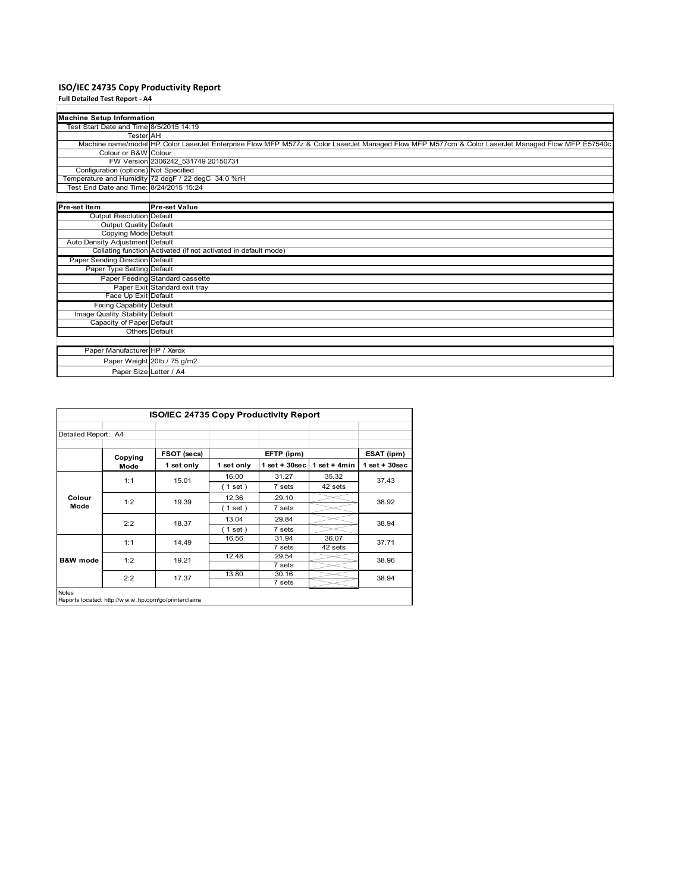## ISO/IEC 24735 Copy Productivity Report

**Full Detailed Test Report - A4**

| Machine Setup Information | |
|---|---|
| Test Start Date and Time | 8/5/2015 14:19 |
| Tester | AH |
| Machine name/model | HP Color LaserJet Enterprise Flow MFP M577z & Color LaserJet Managed Flow MFP M577cm & Color LaserJet Managed Flow MFP E57540c |
| Colour or B&W | Colour |
| FW Version | 2306242_531749 20150731 |
| Configuration (options) | Not Specified |
| Temperature and Humidity | 72 degF / 22 degC 34.0 %rH |
| Test End Date and Time: | 8/24/2015 15:24 |

| Pre-set Item | Pre-set Value |
|---|---|
| Output Resolution | Default |
| Output Quality | Default |
| Copying Mode | Default |
| Auto Density Adjustment | Default |
| Collating function | Activated (if not activated in default mode) |
| Paper Sending Direction | Default |
| Paper Type Setting | Default |
| Paper Feeding | Standard cassette |
| Paper Exit | Standard exit tray |
| Face Up Exit | Default |
| Fixing Capability | Default |
| Image Quality Stability | Default |
| Capacity of Paper | Default |
| Others | Default |

| | |
|---|---|
| Paper Manufacturer | HP / Xerox |
| Paper Weight | 20lb / 75 g/m2 |
| Paper Size | Letter / A4 |

**ISO/IEC 24735 Copy Productivity Report**

Detailed Report: A4

| | Copying Mode | FSOT (secs) | EFTP (ipm) | | | ESAT (ipm) |
|---|---|---|---|---|---|---|
| | | 1 set only | 1 set only | 1 set + 30sec | 1 set + 4min | 1 set + 30sec |
| Colour Mode | 1:1 | 15.01 | 16.00 | 31.27 | 35.32 | 37.43 |
| | | | ( 1 set ) | 7 sets | 42 sets | |
| | 1:2 | 19.39 | 12.36 | 29.10 | | 38.92 |
| | | | ( 1 set ) | 7 sets | | |
| | 2:2 | 18.37 | 13.04 | 29.84 | | 38.94 |
| | | | ( 1 set ) | 7 sets | | |
| B&W mode | 1:1 | 14.49 | 16.56 | 31.94 | 36.07 | 37.71 |
| | | | | 7 sets | 42 sets | |
| | 1:2 | 19.21 | 12.48 | 29.54 | | 38.96 |
| | | | | 7 sets | | |
| | 2:2 | 17.37 | 13.80 | 30.16 | | 38.94 |
| | | | | 7 sets | | |

Notes

Reports located: http://w w w .hp.com/go/printerclaims